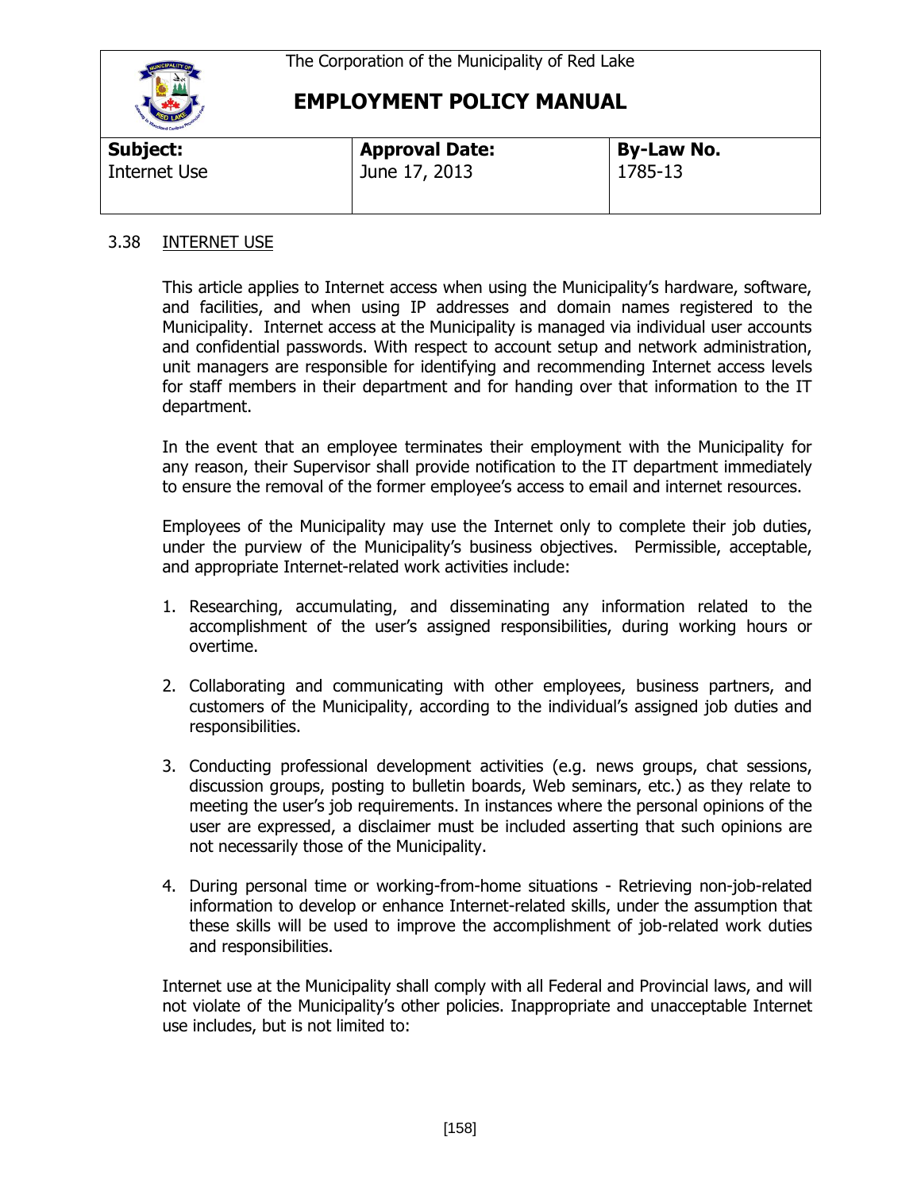The Corporation of the Municipality of Red Lake

# EMPLOYMENT POLICY MANUAL

| **Subject:** | **Approval Date:** | **By-Law No.** |
| --- | --- | --- |
| Internet Use | June 17, 2013 | 1785-13 |

## 3.38 INTERNET USE

This article applies to Internet access when using the Municipality's hardware, software, and facilities, and when using IP addresses and domain names registered to the Municipality. Internet access at the Municipality is managed via individual user accounts and confidential passwords. With respect to account setup and network administration, unit managers are responsible for identifying and recommending Internet access levels for staff members in their department and for handing over that information to the IT department.

In the event that an employee terminates their employment with the Municipality for any reason, their Supervisor shall provide notification to the IT department immediately to ensure the removal of the former employee's access to email and internet resources.

Employees of the Municipality may use the Internet only to complete their job duties, under the purview of the Municipality's business objectives. Permissible, acceptable, and appropriate Internet-related work activities include:

1. Researching, accumulating, and disseminating any information related to the accomplishment of the user's assigned responsibilities, during working hours or overtime.

2. Collaborating and communicating with other employees, business partners, and customers of the Municipality, according to the individual's assigned job duties and responsibilities.

3. Conducting professional development activities (e.g. news groups, chat sessions, discussion groups, posting to bulletin boards, Web seminars, etc.) as they relate to meeting the user's job requirements. In instances where the personal opinions of the user are expressed, a disclaimer must be included asserting that such opinions are not necessarily those of the Municipality.

4. During personal time or working-from-home situations - Retrieving non-job-related information to develop or enhance Internet-related skills, under the assumption that these skills will be used to improve the accomplishment of job-related work duties and responsibilities.

Internet use at the Municipality shall comply with all Federal and Provincial laws, and will not violate of the Municipality's other policies. Inappropriate and unacceptable Internet use includes, but is not limited to: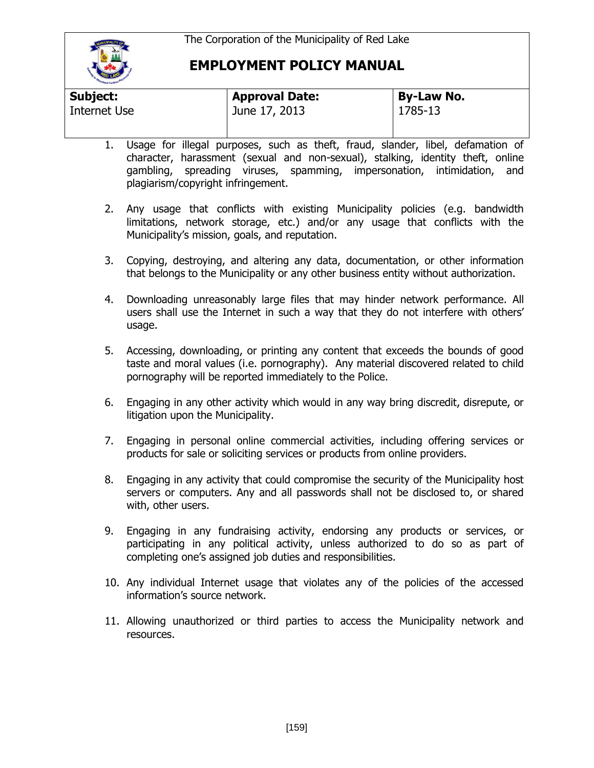The Corporation of the Municipality of Red Lake

# EMPLOYMENT POLICY MANUAL

| **Subject:** | **Approval Date:** | **By-Law No.** |
|---|---|---|
| Internet Use | June 17, 2013 | 1785-13 |

1. Usage for illegal purposes, such as theft, fraud, slander, libel, defamation of character, harassment (sexual and non-sexual), stalking, identity theft, online gambling, spreading viruses, spamming, impersonation, intimidation, and plagiarism/copyright infringement.

2. Any usage that conflicts with existing Municipality policies (e.g. bandwidth limitations, network storage, etc.) and/or any usage that conflicts with the Municipality's mission, goals, and reputation.

3. Copying, destroying, and altering any data, documentation, or other information that belongs to the Municipality or any other business entity without authorization.

4. Downloading unreasonably large files that may hinder network performance. All users shall use the Internet in such a way that they do not interfere with others' usage.

5. Accessing, downloading, or printing any content that exceeds the bounds of good taste and moral values (i.e. pornography). Any material discovered related to child pornography will be reported immediately to the Police.

6. Engaging in any other activity which would in any way bring discredit, disrepute, or litigation upon the Municipality.

7. Engaging in personal online commercial activities, including offering services or products for sale or soliciting services or products from online providers.

8. Engaging in any activity that could compromise the security of the Municipality host servers or computers. Any and all passwords shall not be disclosed to, or shared with, other users.

9. Engaging in any fundraising activity, endorsing any products or services, or participating in any political activity, unless authorized to do so as part of completing one's assigned job duties and responsibilities.

10. Any individual Internet usage that violates any of the policies of the accessed information's source network.

11. Allowing unauthorized or third parties to access the Municipality network and resources.